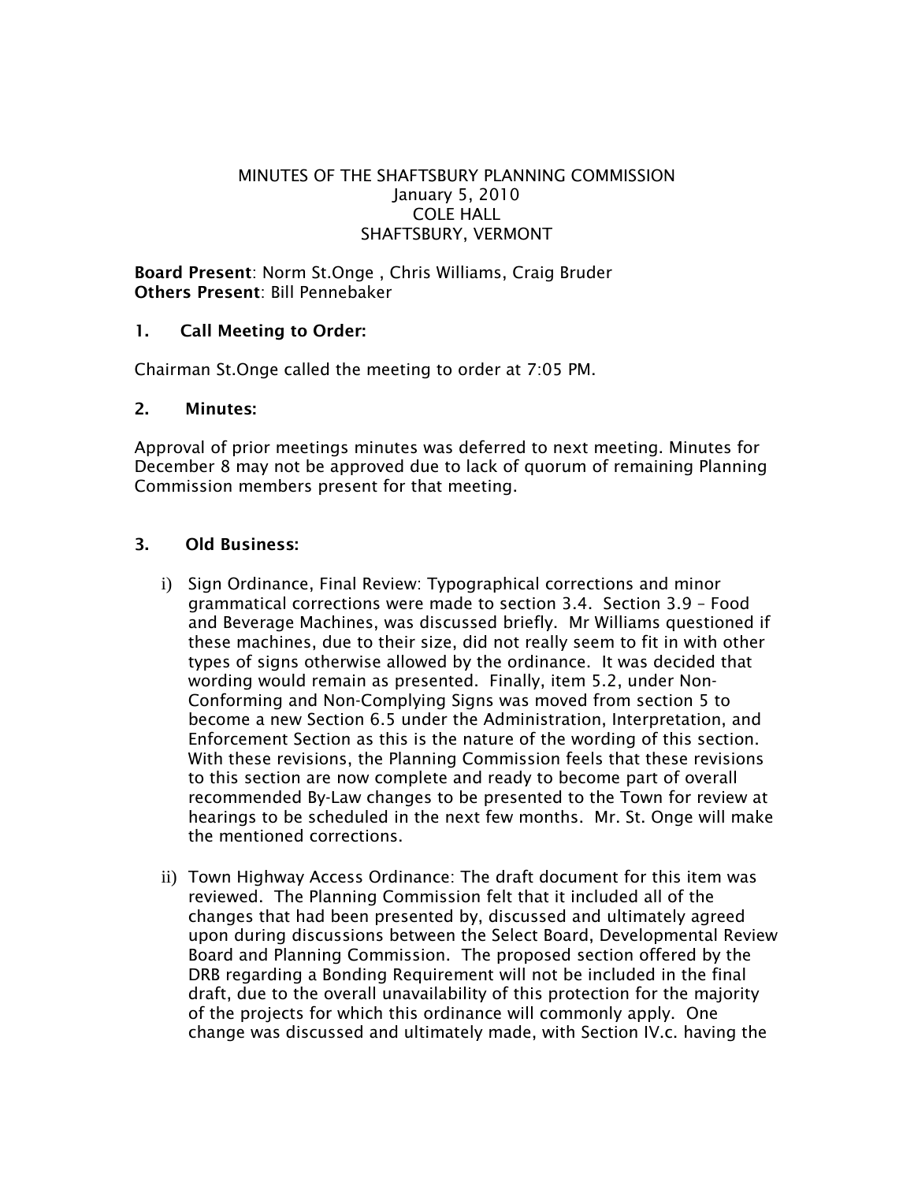MINUTES OF THE SHAFTSBURY PLANNING COMMISSION
January 5, 2010
COLE HALL
SHAFTSBURY, VERMONT

**Board Present**: Norm St.Onge , Chris Williams, Craig Bruder
**Others Present**: Bill Pennebaker

**1. Call Meeting to Order:**

Chairman St.Onge called the meeting to order at 7:05 PM.

**2. Minutes:**

Approval of prior meetings minutes was deferred to next meeting. Minutes for December 8 may not be approved due to lack of quorum of remaining Planning Commission members present for that meeting.

**3. Old Business:**

i) Sign Ordinance, Final Review: Typographical corrections and minor grammatical corrections were made to section 3.4. Section 3.9 – Food and Beverage Machines, was discussed briefly. Mr Williams questioned if these machines, due to their size, did not really seem to fit in with other types of signs otherwise allowed by the ordinance. It was decided that wording would remain as presented. Finally, item 5.2, under Non-Conforming and Non-Complying Signs was moved from section 5 to become a new Section 6.5 under the Administration, Interpretation, and Enforcement Section as this is the nature of the wording of this section. With these revisions, the Planning Commission feels that these revisions to this section are now complete and ready to become part of overall recommended By-Law changes to be presented to the Town for review at hearings to be scheduled in the next few months. Mr. St. Onge will make the mentioned corrections.

ii) Town Highway Access Ordinance: The draft document for this item was reviewed. The Planning Commission felt that it included all of the changes that had been presented by, discussed and ultimately agreed upon during discussions between the Select Board, Developmental Review Board and Planning Commission. The proposed section offered by the DRB regarding a Bonding Requirement will not be included in the final draft, due to the overall unavailability of this protection for the majority of the projects for which this ordinance will commonly apply. One change was discussed and ultimately made, with Section IV.c. having the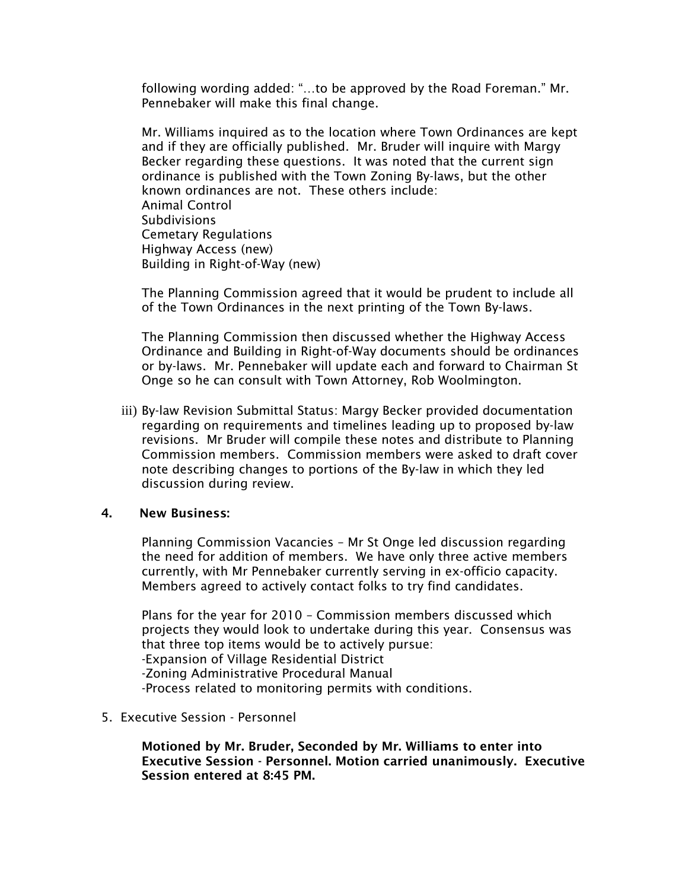following wording added: "...to be approved by the Road Foreman." Mr. Pennebaker will make this final change.

Mr. Williams inquired as to the location where Town Ordinances are kept and if they are officially published. Mr. Bruder will inquire with Margy Becker regarding these questions. It was noted that the current sign ordinance is published with the Town Zoning By-laws, but the other known ordinances are not. These others include:
Animal Control
Subdivisions
Cemetary Regulations
Highway Access (new)
Building in Right-of-Way (new)

The Planning Commission agreed that it would be prudent to include all of the Town Ordinances in the next printing of the Town By-laws.

The Planning Commission then discussed whether the Highway Access Ordinance and Building in Right-of-Way documents should be ordinances or by-laws. Mr. Pennebaker will update each and forward to Chairman St Onge so he can consult with Town Attorney, Rob Woolmington.

iii) By-law Revision Submittal Status: Margy Becker provided documentation regarding on requirements and timelines leading up to proposed by-law revisions. Mr Bruder will compile these notes and distribute to Planning Commission members. Commission members were asked to draft cover note describing changes to portions of the By-law in which they led discussion during review.

**4. New Business:**

Planning Commission Vacancies – Mr St Onge led discussion regarding the need for addition of members. We have only three active members currently, with Mr Pennebaker currently serving in ex-officio capacity. Members agreed to actively contact folks to try find candidates.

Plans for the year for 2010 – Commission members discussed which projects they would look to undertake during this year. Consensus was that three top items would be to actively pursue:
-Expansion of Village Residential District
-Zoning Administrative Procedural Manual
-Process related to monitoring permits with conditions.

5. Executive Session - Personnel

**Motioned by Mr. Bruder, Seconded by Mr. Williams to enter into Executive Session - Personnel. Motion carried unanimously. Executive Session entered at 8:45 PM.**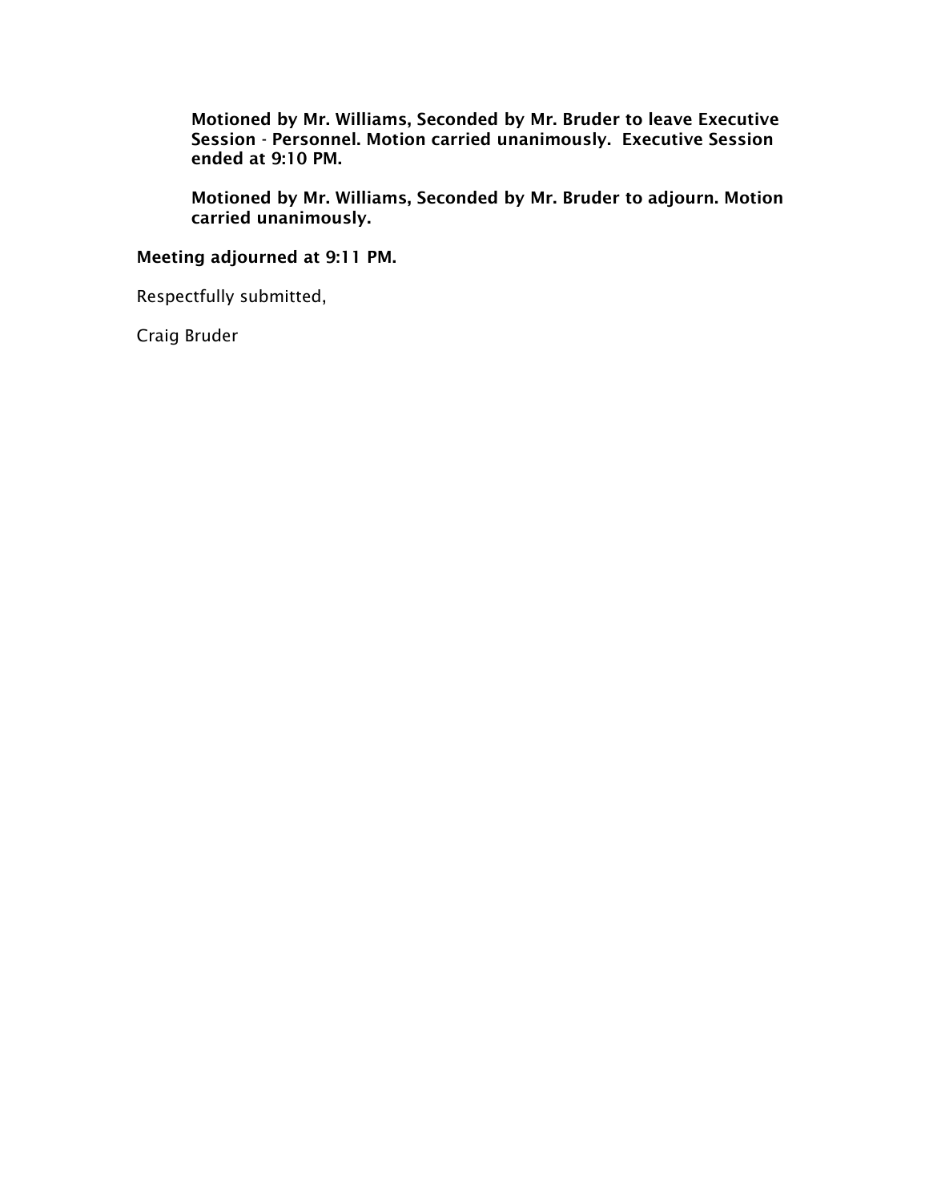**Motioned by Mr. Williams, Seconded by Mr. Bruder to leave Executive Session - Personnel. Motion carried unanimously. Executive Session ended at 9:10 PM.**

**Motioned by Mr. Williams, Seconded by Mr. Bruder to adjourn. Motion carried unanimously.**

**Meeting adjourned at 9:11 PM.**

Respectfully submitted,

Craig Bruder